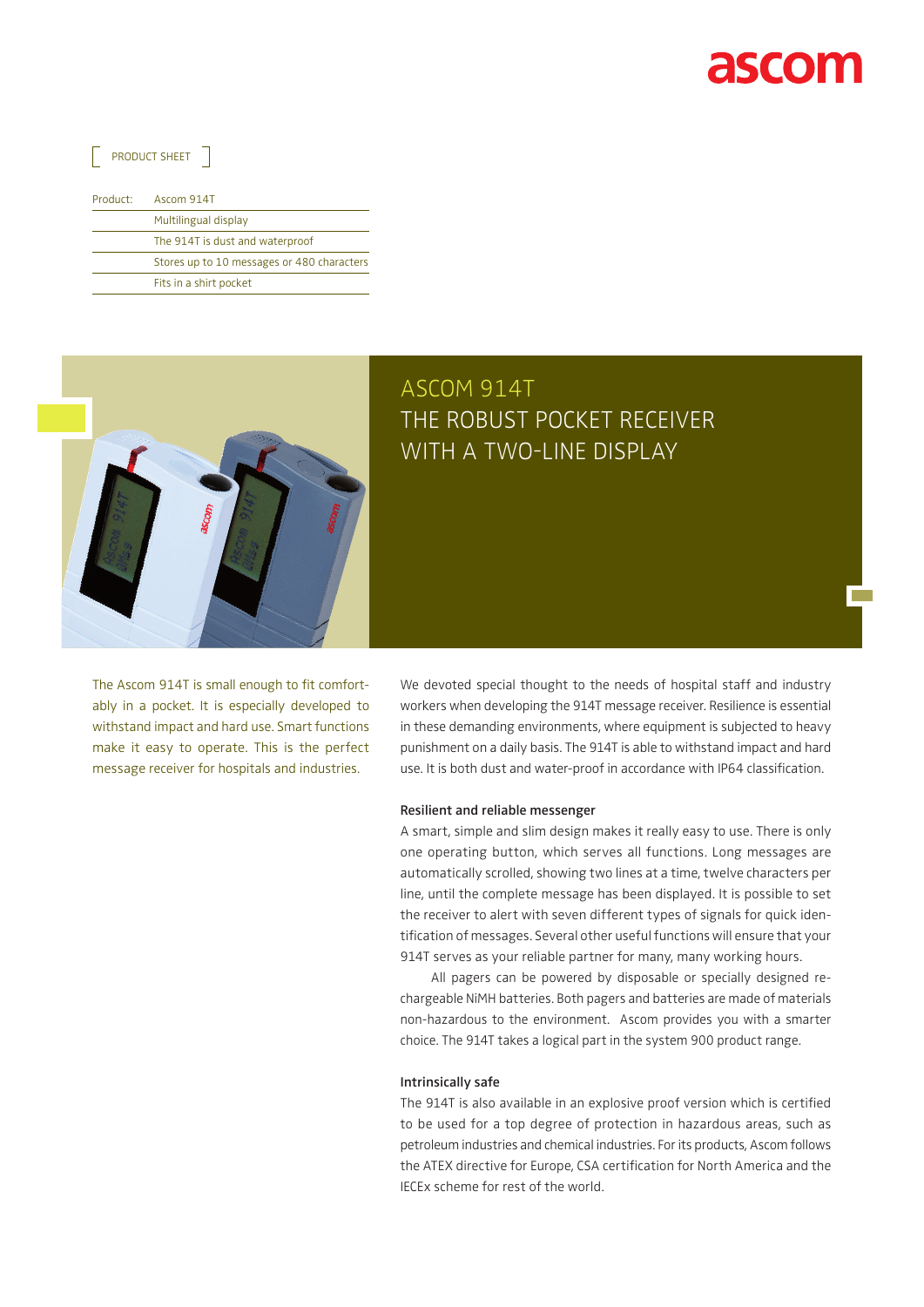ascom

PRODUCT SHEET

| Product: | Ascom 914T |
|---|---|
| | Multilingual display |
| | The 914T is dust and waterproof |
| | Stores up to 10 messages or 480 characters |
| | Fits in a shirt pocket |

# ASCOM 914T
# THE ROBUST POCKET RECEIVER WITH A TWO-LINE DISPLAY

The Ascom 914T is small enough to fit comfortably in a pocket. It is especially developed to withstand impact and hard use. Smart functions make it easy to operate. This is the perfect message receiver for hospitals and industries.

We devoted special thought to the needs of hospital staff and industry workers when developing the 914T message receiver. Resilience is essential in these demanding environments, where equipment is subjected to heavy punishment on a daily basis. The 914T is able to withstand impact and hard use. It is both dust and water-proof in accordance with IP64 classification.

### Resilient and reliable messenger

A smart, simple and slim design makes it really easy to use. There is only one operating button, which serves all functions. Long messages are automatically scrolled, showing two lines at a time, twelve characters per line, until the complete message has been displayed. It is possible to set the receiver to alert with seven different types of signals for quick identification of messages. Several other useful functions will ensure that your 914T serves as your reliable partner for many, many working hours.

All pagers can be powered by disposable or specially designed rechargeable NiMH batteries. Both pagers and batteries are made of materials non-hazardous to the environment. Ascom provides you with a smarter choice. The 914T takes a logical part in the system 900 product range.

### Intrinsically safe

The 914T is also available in an explosive proof version which is certified to be used for a top degree of protection in hazardous areas, such as petroleum industries and chemical industries. For its products, Ascom follows the ATEX directive for Europe, CSA certification for North America and the IECEx scheme for rest of the world.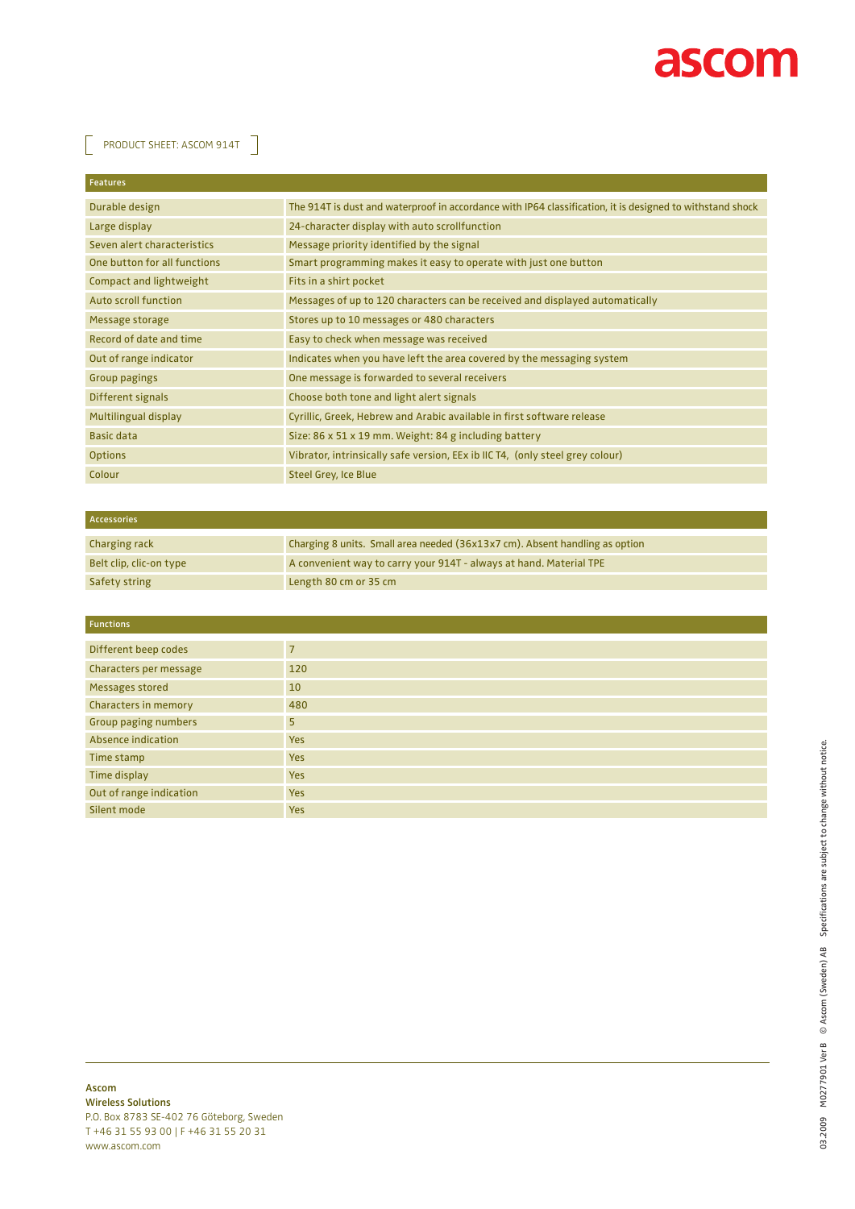ascom

PRODUCT SHEET: ASCOM 914T

## Features

| | |
|---|---|
| Durable design | The 914T is dust and waterproof in accordance with IP64 classification, it is designed to withstand shock |
| Large display | 24-character display with auto scrollfunction |
| Seven alert characteristics | Message priority identified by the signal |
| One button for all functions | Smart programming makes it easy to operate with just one button |
| Compact and lightweight | Fits in a shirt pocket |
| Auto scroll function | Messages of up to 120 characters can be received and displayed automatically |
| Message storage | Stores up to 10 messages or 480 characters |
| Record of date and time | Easy to check when message was received |
| Out of range indicator | Indicates when you have left the area covered by the messaging system |
| Group pagings | One message is forwarded to several receivers |
| Different signals | Choose both tone and light alert signals |
| Multilingual display | Cyrillic, Greek, Hebrew and Arabic available in first software release |
| Basic data | Size: 86 x 51 x 19 mm. Weight: 84 g including battery |
| Options | Vibrator, intrinsically safe version, EEx ib IIC T4, (only steel grey colour) |
| Colour | Steel Grey, Ice Blue |

## Accessories

| | |
|---|---|
| Charging rack | Charging 8 units. Small area needed (36x13x7 cm). Absent handling as option |
| Belt clip, clic-on type | A convenient way to carry your 914T - always at hand. Material TPE |
| Safety string | Length 80 cm or 35 cm |

## Functions

| | |
|---|---|
| Different beep codes | 7 |
| Characters per message | 120 |
| Messages stored | 10 |
| Characters in memory | 480 |
| Group paging numbers | 5 |
| Absence indication | Yes |
| Time stamp | Yes |
| Time display | Yes |
| Out of range indication | Yes |
| Silent mode | Yes |

**Ascom**
**Wireless Solutions**
P.O. Box 8783 SE-402 76 Göteborg, Sweden
T +46 31 55 93 00 | F +46 31 55 20 31
www.ascom.com

03.2009 M0277901 Ver B © Ascom (Sweden) AB Specifications are subject to change without notice.